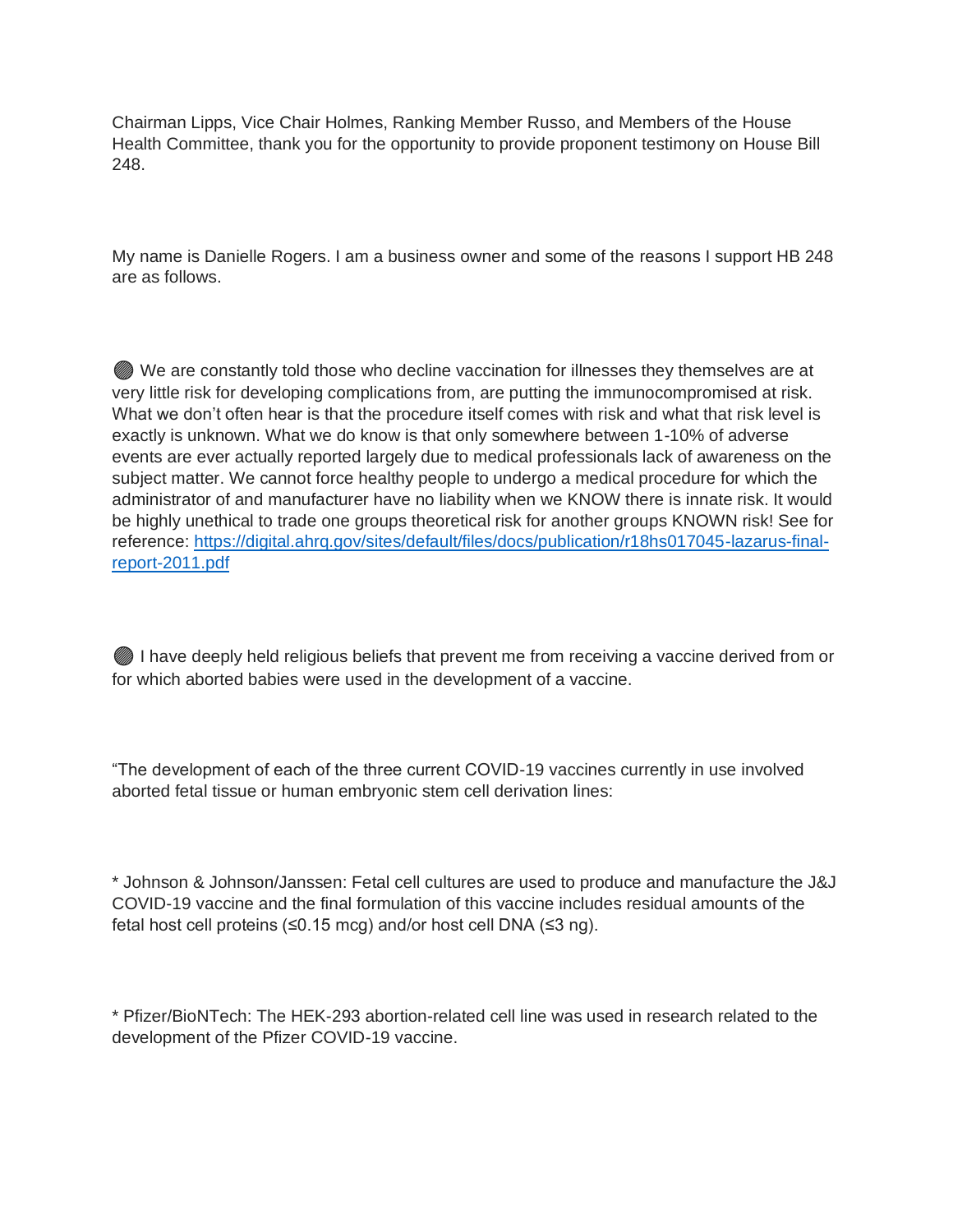Chairman Lipps, Vice Chair Holmes, Ranking Member Russo, and Members of the House Health Committee, thank you for the opportunity to provide proponent testimony on House Bill 248.

My name is Danielle Rogers. I am a business owner and some of the reasons I support HB 248 are as follows.

- We are constantly told those who decline vaccination for illnesses they themselves are at very little risk for developing complications from, are putting the immunocompromised at risk. What we don't often hear is that the procedure itself comes with risk and what that risk level is exactly is unknown. What we do know is that only somewhere between 1-10% of adverse events are ever actually reported largely due to medical professionals lack of awareness on the subject matter. We cannot force healthy people to undergo a medical procedure for which the administrator of and manufacturer have no liability when we KNOW there is innate risk. It would be highly unethical to trade one groups theoretical risk for another groups KNOWN risk! See for reference: [https://digital.ahrq.gov/sites/default/files/docs/publication/r18hs017045-lazarus-final-report-2011.pdf](https://digital.ahrq.gov/sites/default/files/docs/publication/r18hs017045-lazarus-final-report-2011.pdf)

- I have deeply held religious beliefs that prevent me from receiving a vaccine derived from or for which aborted babies were used in the development of a vaccine.

"The development of each of the three current COVID-19 vaccines currently in use involved aborted fetal tissue or human embryonic stem cell derivation lines:

* Johnson & Johnson/Janssen: Fetal cell cultures are used to produce and manufacture the J&J COVID-19 vaccine and the final formulation of this vaccine includes residual amounts of the fetal host cell proteins (≤0.15 mcg) and/or host cell DNA (≤3 ng).

* Pfizer/BioNTech: The HEK-293 abortion-related cell line was used in research related to the development of the Pfizer COVID-19 vaccine.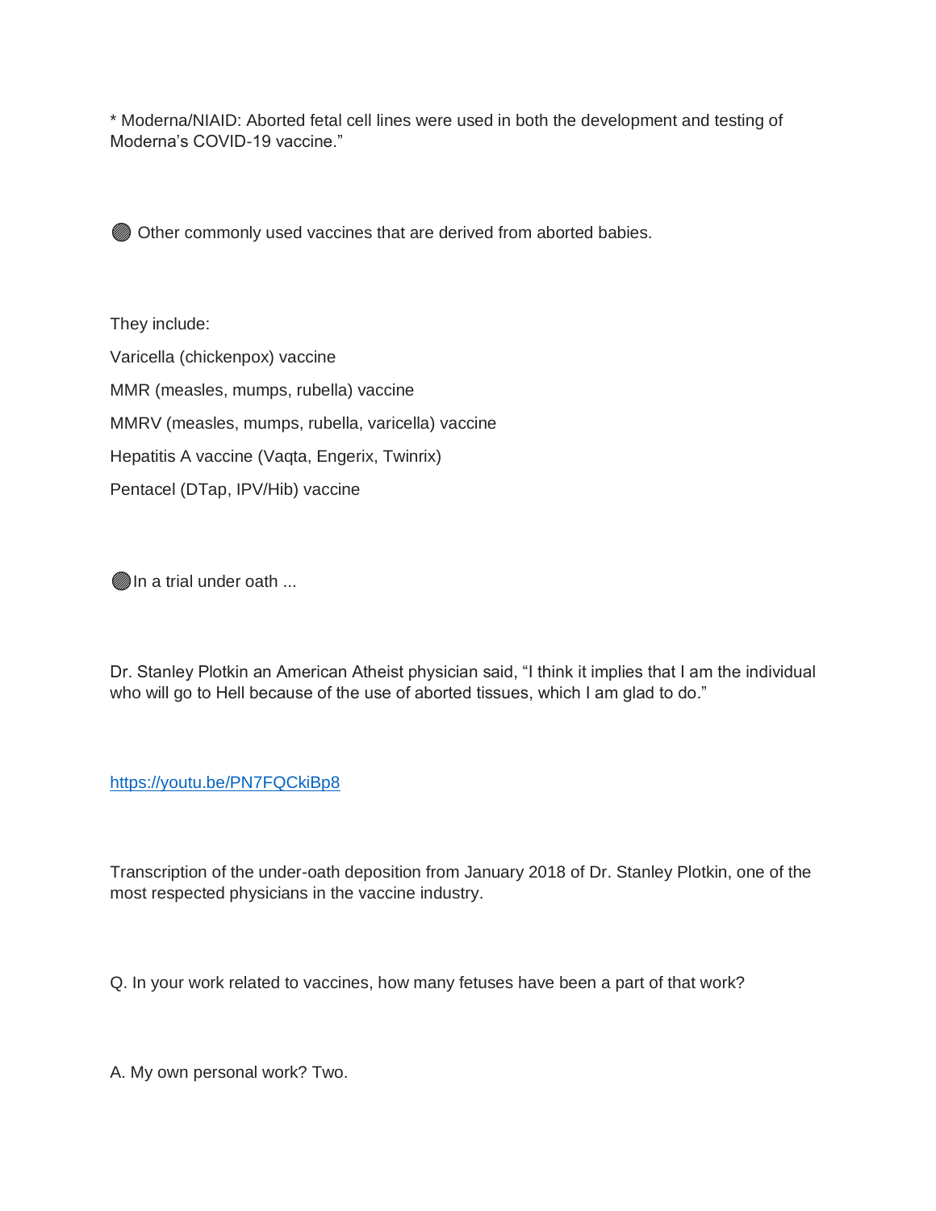* Moderna/NIAID: Aborted fetal cell lines were used in both the development and testing of Moderna's COVID-19 vaccine."

🟤 Other commonly used vaccines that are derived from aborted babies.

They include:

Varicella (chickenpox) vaccine

MMR (measles, mumps, rubella) vaccine

MMRV (measles, mumps, rubella, varicella) vaccine

Hepatitis A vaccine (Vaqta, Engerix, Twinrix)

Pentacel (DTap, IPV/Hib) vaccine

🟤In a trial under oath ...

Dr. Stanley Plotkin an American Atheist physician said, "I think it implies that I am the individual who will go to Hell because of the use of aborted tissues, which I am glad to do."

https://youtu.be/PN7FQCkiBp8

Transcription of the under-oath deposition from January 2018 of Dr. Stanley Plotkin, one of the most respected physicians in the vaccine industry.

Q. In your work related to vaccines, how many fetuses have been a part of that work?

A. My own personal work? Two.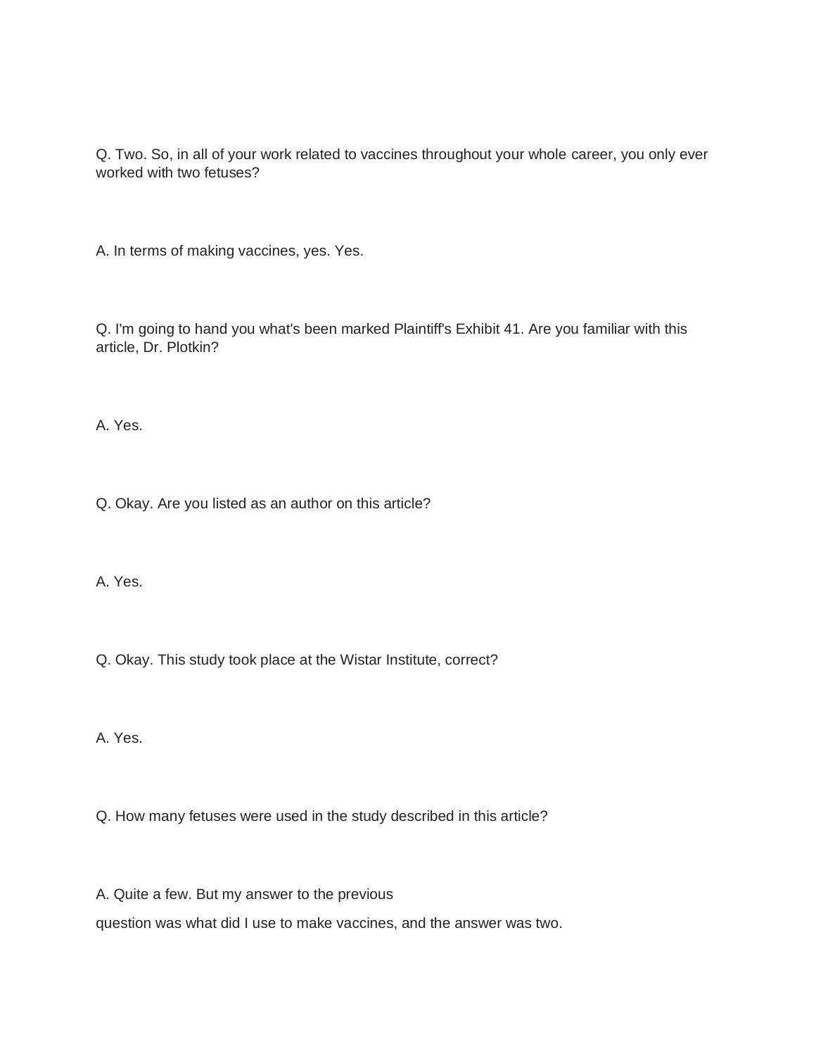Q. Two. So, in all of your work related to vaccines throughout your whole career, you only ever worked with two fetuses?

A. In terms of making vaccines, yes. Yes.

Q. I'm going to hand you what's been marked Plaintiff's Exhibit 41. Are you familiar with this article, Dr. Plotkin?

A. Yes.

Q. Okay. Are you listed as an author on this article?

A. Yes.

Q. Okay. This study took place at the Wistar Institute, correct?

A. Yes.

Q. How many fetuses were used in the study described in this article?

A. Quite a few. But my answer to the previous question was what did I use to make vaccines, and the answer was two.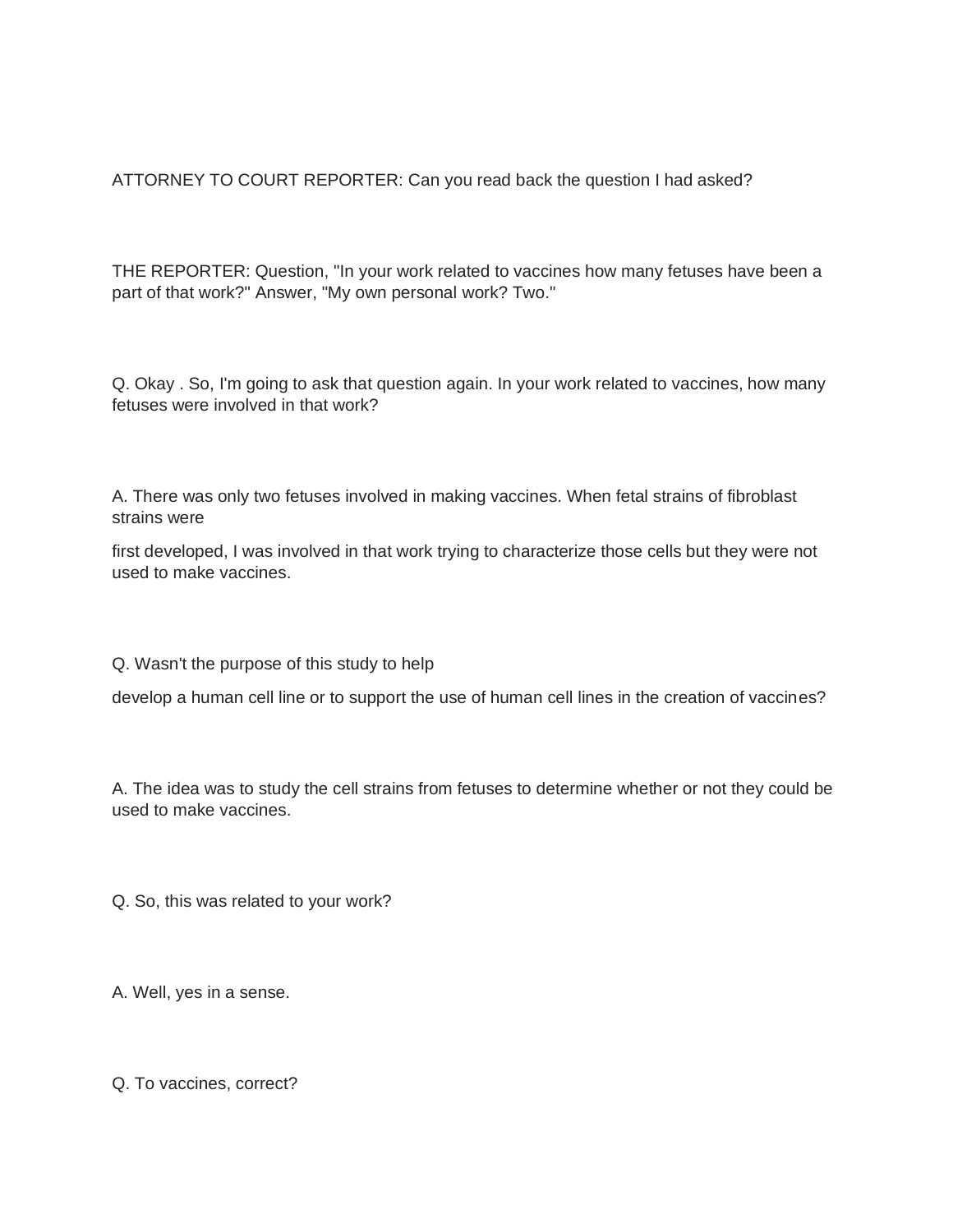ATTORNEY TO COURT REPORTER: Can you read back the question I had asked?

THE REPORTER: Question, "In your work related to vaccines how many fetuses have been a part of that work?" Answer, "My own personal work? Two."

Q. Okay . So, I'm going to ask that question again. In your work related to vaccines, how many fetuses were involved in that work?

A. There was only two fetuses involved in making vaccines. When fetal strains of fibroblast strains were

first developed, I was involved in that work trying to characterize those cells but they were not used to make vaccines.

Q. Wasn't the purpose of this study to help

develop a human cell line or to support the use of human cell lines in the creation of vaccines?

A. The idea was to study the cell strains from fetuses to determine whether or not they could be used to make vaccines.

Q. So, this was related to your work?

A. Well, yes in a sense.

Q. To vaccines, correct?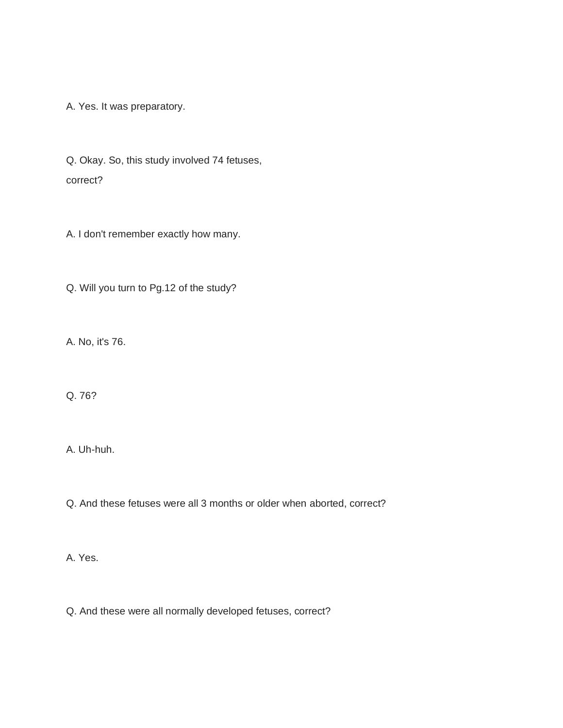A. Yes. It was preparatory.

Q. Okay. So, this study involved 74 fetuses,
correct?

A. I don't remember exactly how many.

Q. Will you turn to Pg.12 of the study?

A. No, it's 76.

Q. 76?

A. Uh-huh.

Q. And these fetuses were all 3 months or older when aborted, correct?

A. Yes.

Q. And these were all normally developed fetuses, correct?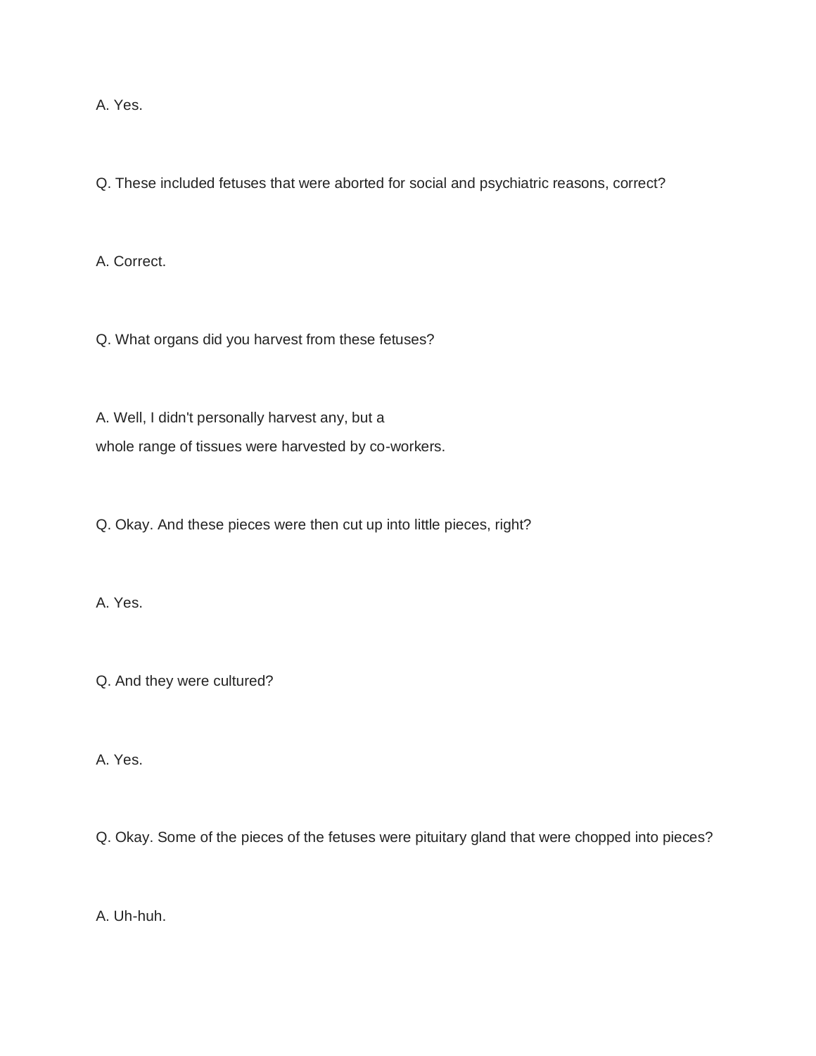A. Yes.

Q. These included fetuses that were aborted for social and psychiatric reasons, correct?

A. Correct.

Q. What organs did you harvest from these fetuses?

A. Well, I didn't personally harvest any, but a
whole range of tissues were harvested by co-workers.

Q. Okay. And these pieces were then cut up into little pieces, right?

A. Yes.

Q. And they were cultured?

A. Yes.

Q. Okay. Some of the pieces of the fetuses were pituitary gland that were chopped into pieces?

A. Uh-huh.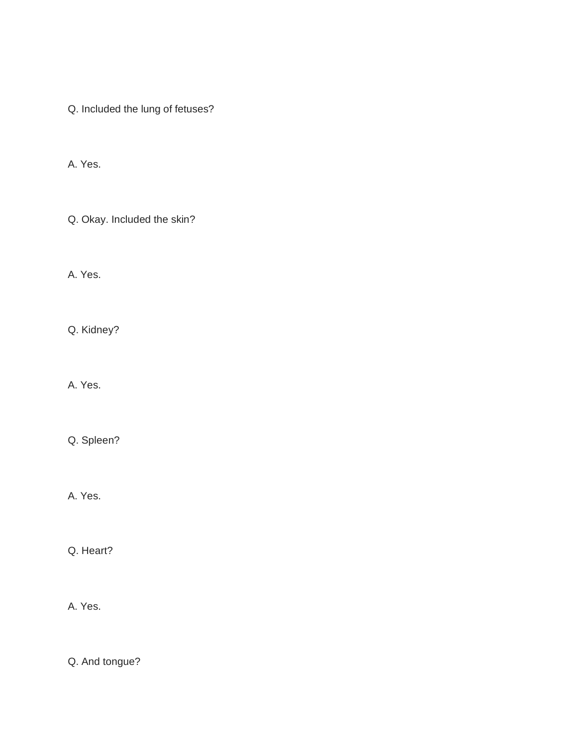Q. Included the lung of fetuses?

A. Yes.

Q. Okay. Included the skin?

A. Yes.

Q. Kidney?

A. Yes.

Q. Spleen?

A. Yes.

Q. Heart?

A. Yes.

Q. And tongue?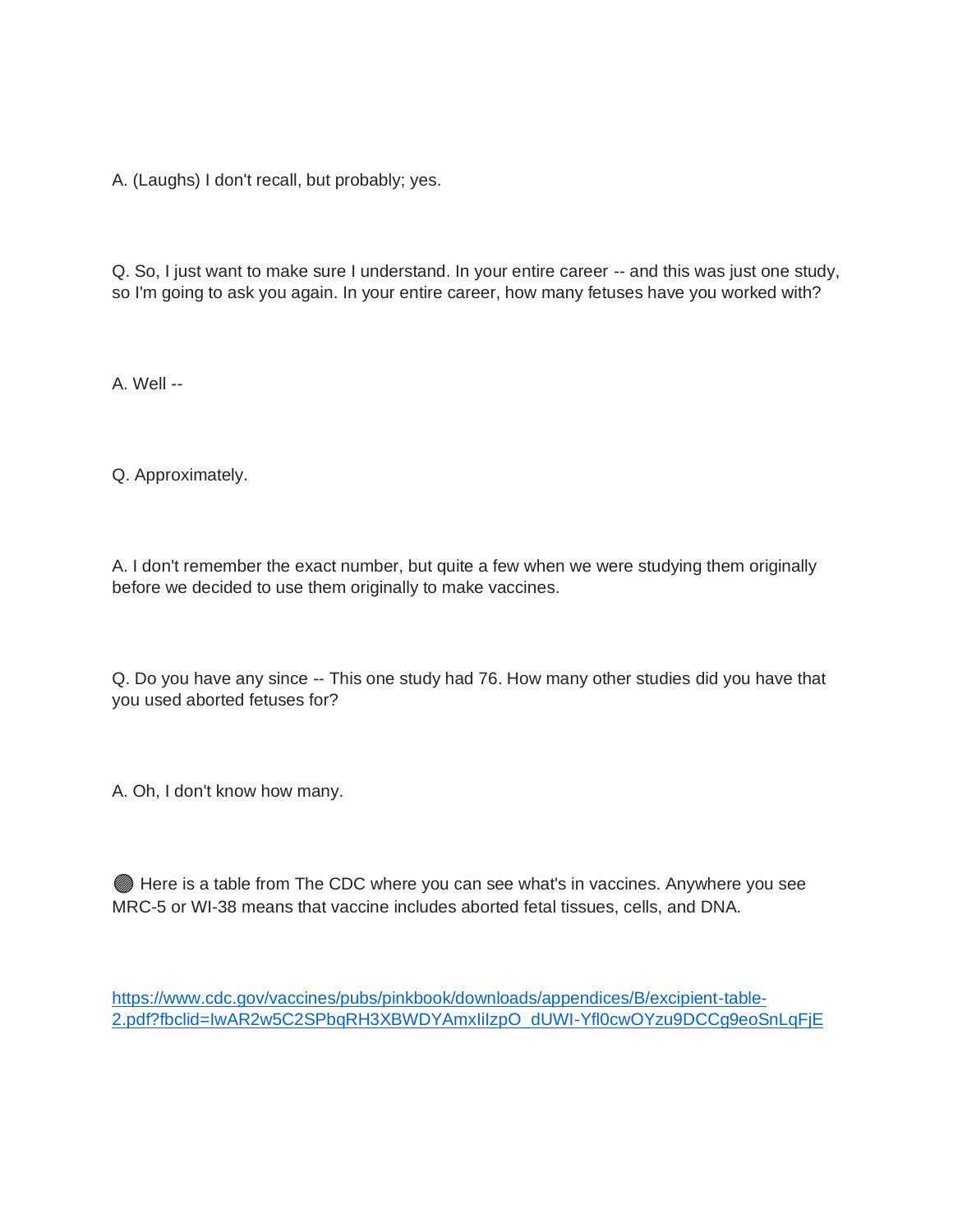A. (Laughs) I don't recall, but probably; yes.

Q. So, I just want to make sure I understand. In your entire career -- and this was just one study, so I'm going to ask you again. In your entire career, how many fetuses have you worked with?

A. Well --

Q. Approximately.

A. I don't remember the exact number, but quite a few when we were studying them originally before we decided to use them originally to make vaccines.

Q. Do you have any since -- This one study had 76. How many other studies did you have that you used aborted fetuses for?

A. Oh, I don't know how many.

🟢 Here is a table from The CDC where you can see what's in vaccines. Anywhere you see MRC-5 or WI-38 means that vaccine includes aborted fetal tissues, cells, and DNA.

https://www.cdc.gov/vaccines/pubs/pinkbook/downloads/appendices/B/excipient-table-2.pdf?fbclid=IwAR2w5C2SPbqRH3XBWDYAmxIiIzpO_dUWI-Yfl0cwOYzu9DCCg9eoSnLqFjE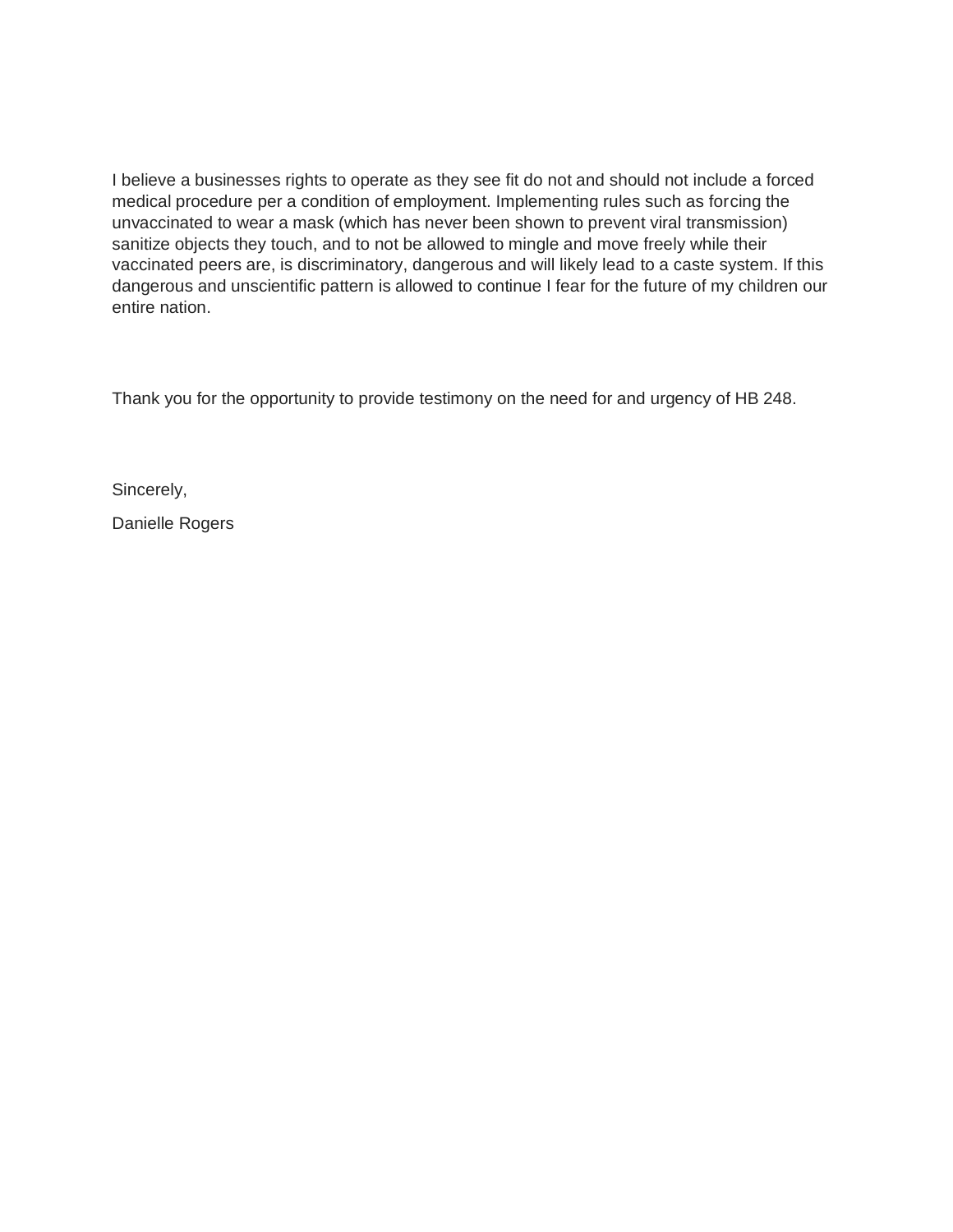I believe a businesses rights to operate as they see fit do not and should not include a forced medical procedure per a condition of employment. Implementing rules such as forcing the unvaccinated to wear a mask (which has never been shown to prevent viral transmission) sanitize objects they touch, and to not be allowed to mingle and move freely while their vaccinated peers are, is discriminatory, dangerous and will likely lead to a caste system. If this dangerous and unscientific pattern is allowed to continue I fear for the future of my children our entire nation.

Thank you for the opportunity to provide testimony on the need for and urgency of HB 248.

Sincerely,

Danielle Rogers